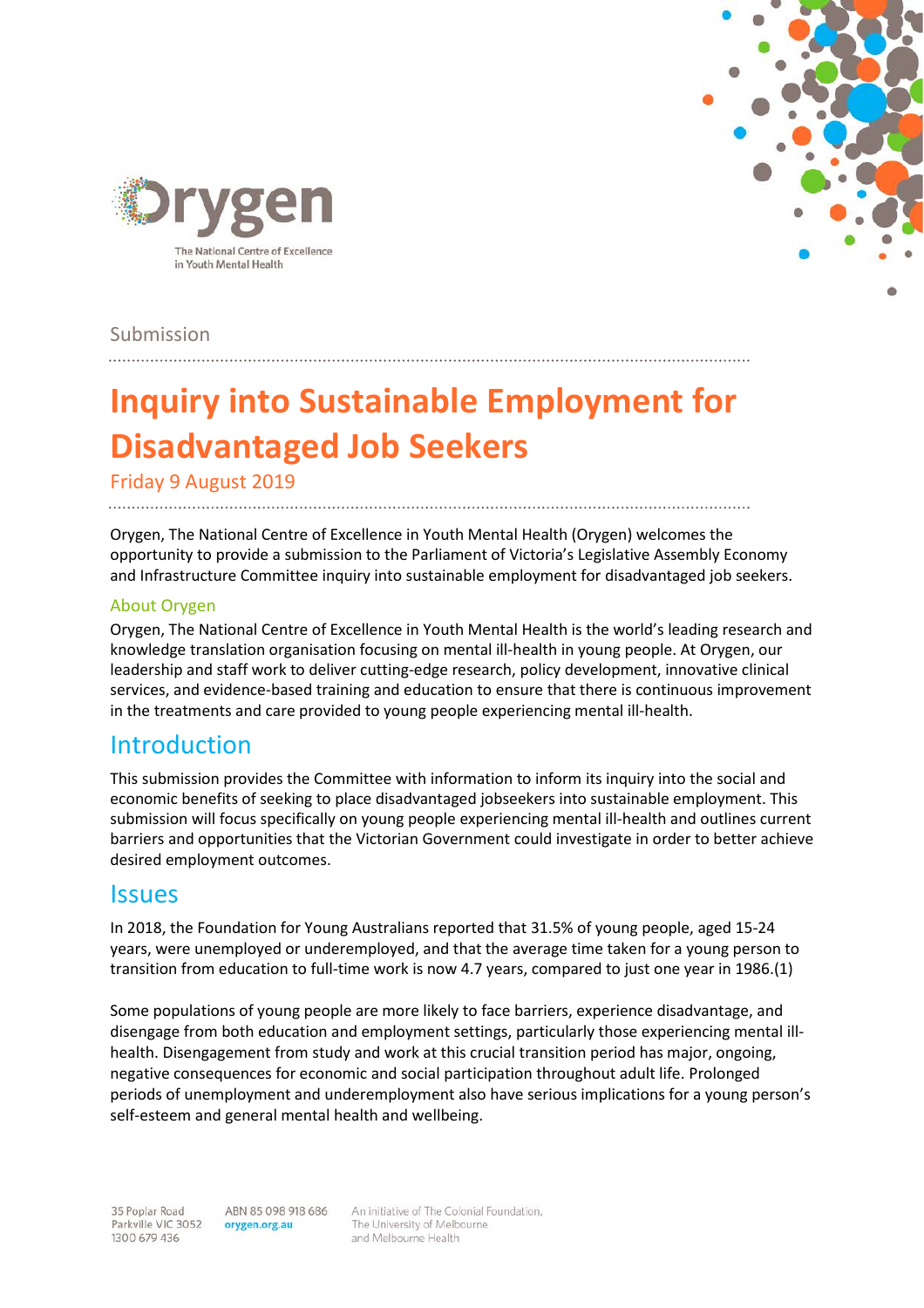Submission

# Inquiry into Sustainable Employment for Disadvantaged Job Seekers

Friday 9 August 2019

Orygen, The National Centre of Excellence in Youth Mental Health (Orygen) welcomes the opportunity to provide a submission to the Parliament of Victoria's Legislative Assembly Economy and Infrastructure Committee inquiry into sustainable employment for disadvantaged job seekers.

### About Orygen

Orygen, The National Centre of Excellence in Youth Mental Health is the world's leading research and knowledge translation organisation focusing on mental ill-health in young people. At Orygen, our leadership and staff work to deliver cutting-edge research, policy development, innovative clinical services, and evidence-based training and education to ensure that there is continuous improvement in the treatments and care provided to young people experiencing mental ill-health.

## Introduction

This submission provides the Committee with information to inform its inquiry into the social and economic benefits of seeking to place disadvantaged jobseekers into sustainable employment. This submission will focus specifically on young people experiencing mental ill-health and outlines current barriers and opportunities that the Victorian Government could investigate in order to better achieve desired employment outcomes.

## Issues

In 2018, the Foundation for Young Australians reported that 31.5% of young people, aged 15-24 years, were unemployed or underemployed, and that the average time taken for a young person to transition from education to full-time work is now 4.7 years, compared to just one year in 1986.(1)

Some populations of young people are more likely to face barriers, experience disadvantage, and disengage from both education and employment settings, particularly those experiencing mental ill-health. Disengagement from study and work at this crucial transition period has major, ongoing, negative consequences for economic and social participation throughout adult life. Prolonged periods of unemployment and underemployment also have serious implications for a young person's self-esteem and general mental health and wellbeing.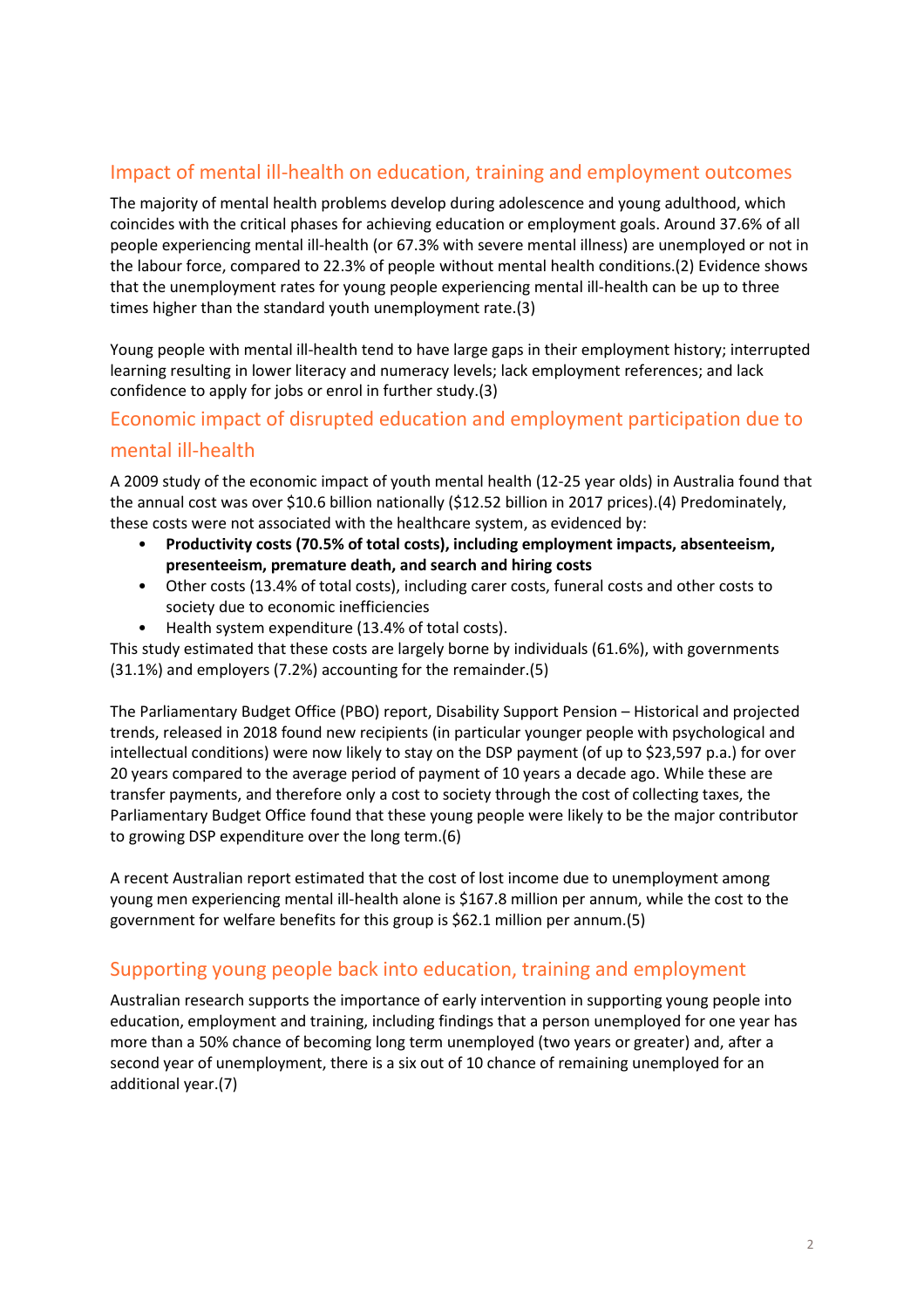## Impact of mental ill-health on education, training and employment outcomes

The majority of mental health problems develop during adolescence and young adulthood, which coincides with the critical phases for achieving education or employment goals. Around 37.6% of all people experiencing mental ill-health (or 67.3% with severe mental illness) are unemployed or not in the labour force, compared to 22.3% of people without mental health conditions.(2) Evidence shows that the unemployment rates for young people experiencing mental ill-health can be up to three times higher than the standard youth unemployment rate.(3)

Young people with mental ill-health tend to have large gaps in their employment history; interrupted learning resulting in lower literacy and numeracy levels; lack employment references; and lack confidence to apply for jobs or enrol in further study.(3)

## Economic impact of disrupted education and employment participation due to mental ill-health

A 2009 study of the economic impact of youth mental health (12-25 year olds) in Australia found that the annual cost was over $10.6 billion nationally ($12.52 billion in 2017 prices).(4) Predominately, these costs were not associated with the healthcare system, as evidenced by:

- **Productivity costs (70.5% of total costs), including employment impacts, absenteeism, presenteeism, premature death, and search and hiring costs**
- Other costs (13.4% of total costs), including carer costs, funeral costs and other costs to society due to economic inefficiencies
- Health system expenditure (13.4% of total costs).

This study estimated that these costs are largely borne by individuals (61.6%), with governments (31.1%) and employers (7.2%) accounting for the remainder.(5)

The Parliamentary Budget Office (PBO) report, Disability Support Pension – Historical and projected trends, released in 2018 found new recipients (in particular younger people with psychological and intellectual conditions) were now likely to stay on the DSP payment (of up to $23,597 p.a.) for over 20 years compared to the average period of payment of 10 years a decade ago. While these are transfer payments, and therefore only a cost to society through the cost of collecting taxes, the Parliamentary Budget Office found that these young people were likely to be the major contributor to growing DSP expenditure over the long term.(6)

A recent Australian report estimated that the cost of lost income due to unemployment among young men experiencing mental ill-health alone is $167.8 million per annum, while the cost to the government for welfare benefits for this group is $62.1 million per annum.(5)

## Supporting young people back into education, training and employment

Australian research supports the importance of early intervention in supporting young people into education, employment and training, including findings that a person unemployed for one year has more than a 50% chance of becoming long term unemployed (two years or greater) and, after a second year of unemployment, there is a six out of 10 chance of remaining unemployed for an additional year.(7)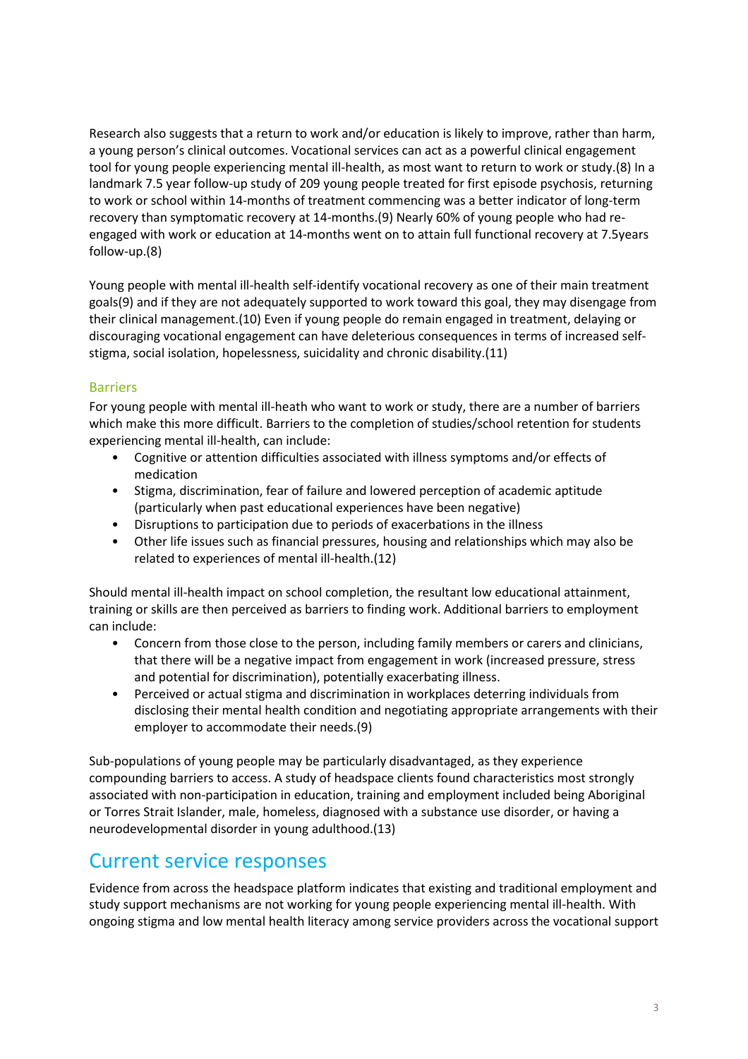Research also suggests that a return to work and/or education is likely to improve, rather than harm, a young person's clinical outcomes. Vocational services can act as a powerful clinical engagement tool for young people experiencing mental ill-health, as most want to return to work or study.(8) In a landmark 7.5 year follow-up study of 209 young people treated for first episode psychosis, returning to work or school within 14-months of treatment commencing was a better indicator of long-term recovery than symptomatic recovery at 14-months.(9) Nearly 60% of young people who had re-engaged with work or education at 14-months went on to attain full functional recovery at 7.5years follow-up.(8)

Young people with mental ill-health self-identify vocational recovery as one of their main treatment goals(9) and if they are not adequately supported to work toward this goal, they may disengage from their clinical management.(10) Even if young people do remain engaged in treatment, delaying or discouraging vocational engagement can have deleterious consequences in terms of increased self-stigma, social isolation, hopelessness, suicidality and chronic disability.(11)

### Barriers

For young people with mental ill-heath who want to work or study, there are a number of barriers which make this more difficult. Barriers to the completion of studies/school retention for students experiencing mental ill-health, can include:

- Cognitive or attention difficulties associated with illness symptoms and/or effects of medication
- Stigma, discrimination, fear of failure and lowered perception of academic aptitude (particularly when past educational experiences have been negative)
- Disruptions to participation due to periods of exacerbations in the illness
- Other life issues such as financial pressures, housing and relationships which may also be related to experiences of mental ill-health.(12)

Should mental ill-health impact on school completion, the resultant low educational attainment, training or skills are then perceived as barriers to finding work. Additional barriers to employment can include:

- Concern from those close to the person, including family members or carers and clinicians, that there will be a negative impact from engagement in work (increased pressure, stress and potential for discrimination), potentially exacerbating illness.
- Perceived or actual stigma and discrimination in workplaces deterring individuals from disclosing their mental health condition and negotiating appropriate arrangements with their employer to accommodate their needs.(9)

Sub-populations of young people may be particularly disadvantaged, as they experience compounding barriers to access. A study of headspace clients found characteristics most strongly associated with non-participation in education, training and employment included being Aboriginal or Torres Strait Islander, male, homeless, diagnosed with a substance use disorder, or having a neurodevelopmental disorder in young adulthood.(13)

## Current service responses

Evidence from across the headspace platform indicates that existing and traditional employment and study support mechanisms are not working for young people experiencing mental ill-health. With ongoing stigma and low mental health literacy among service providers across the vocational support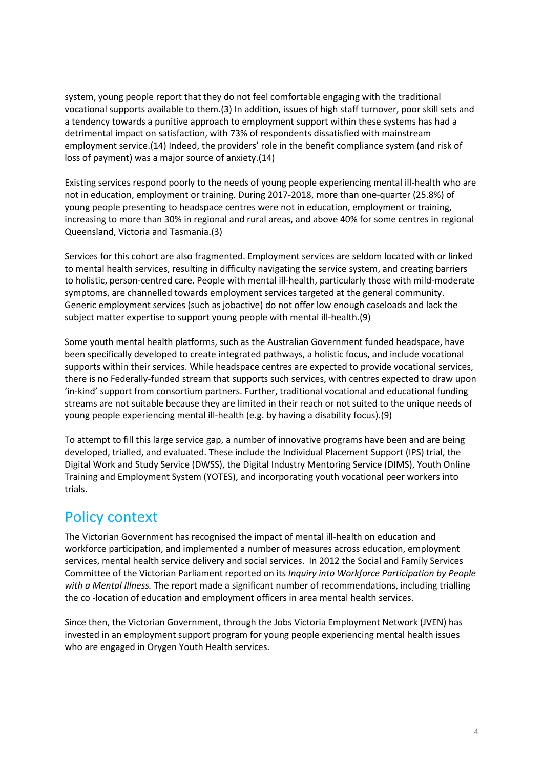system, young people report that they do not feel comfortable engaging with the traditional vocational supports available to them.(3) In addition, issues of high staff turnover, poor skill sets and a tendency towards a punitive approach to employment support within these systems has had a detrimental impact on satisfaction, with 73% of respondents dissatisfied with mainstream employment service.(14) Indeed, the providers' role in the benefit compliance system (and risk of loss of payment) was a major source of anxiety.(14)

Existing services respond poorly to the needs of young people experiencing mental ill-health who are not in education, employment or training. During 2017-2018, more than one-quarter (25.8%) of young people presenting to headspace centres were not in education, employment or training, increasing to more than 30% in regional and rural areas, and above 40% for some centres in regional Queensland, Victoria and Tasmania.(3)

Services for this cohort are also fragmented. Employment services are seldom located with or linked to mental health services, resulting in difficulty navigating the service system, and creating barriers to holistic, person-centred care. People with mental ill-health, particularly those with mild-moderate symptoms, are channelled towards employment services targeted at the general community. Generic employment services (such as jobactive) do not offer low enough caseloads and lack the subject matter expertise to support young people with mental ill-health.(9)

Some youth mental health platforms, such as the Australian Government funded headspace, have been specifically developed to create integrated pathways, a holistic focus, and include vocational supports within their services. While headspace centres are expected to provide vocational services, there is no Federally-funded stream that supports such services, with centres expected to draw upon 'in-kind' support from consortium partners. Further, traditional vocational and educational funding streams are not suitable because they are limited in their reach or not suited to the unique needs of young people experiencing mental ill-health (e.g. by having a disability focus).(9)

To attempt to fill this large service gap, a number of innovative programs have been and are being developed, trialled, and evaluated. These include the Individual Placement Support (IPS) trial, the Digital Work and Study Service (DWSS), the Digital Industry Mentoring Service (DIMS), Youth Online Training and Employment System (YOTES), and incorporating youth vocational peer workers into trials.

## Policy context

The Victorian Government has recognised the impact of mental ill-health on education and workforce participation, and implemented a number of measures across education, employment services, mental health service delivery and social services. In 2012 the Social and Family Services Committee of the Victorian Parliament reported on its *Inquiry into Workforce Participation by People with a Mental Illness.* The report made a significant number of recommendations, including trialling the co -location of education and employment officers in area mental health services.

Since then, the Victorian Government, through the Jobs Victoria Employment Network (JVEN) has invested in an employment support program for young people experiencing mental health issues who are engaged in Orygen Youth Health services.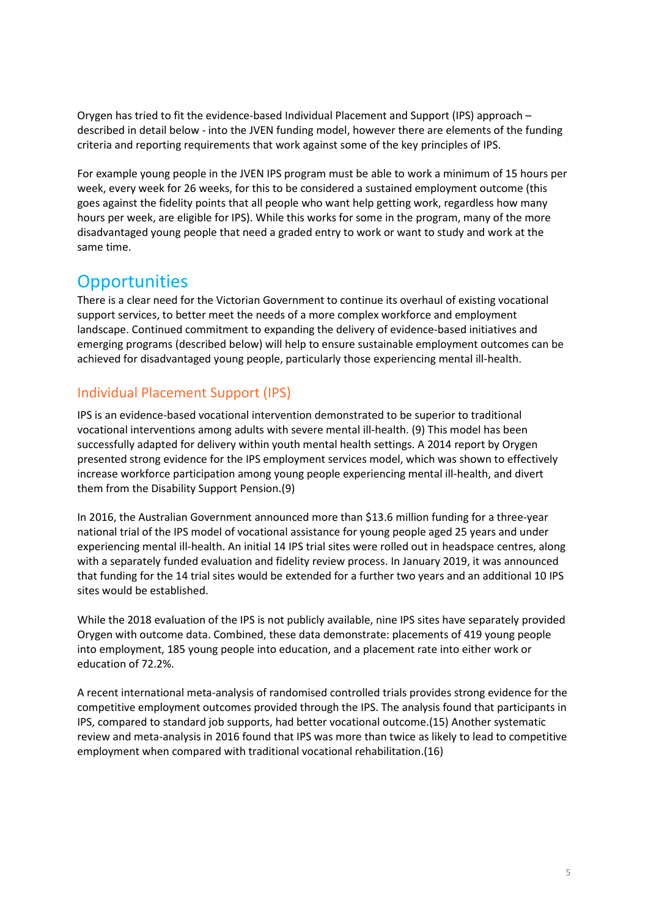Orygen has tried to fit the evidence-based Individual Placement and Support (IPS) approach – described in detail below - into the JVEN funding model, however there are elements of the funding criteria and reporting requirements that work against some of the key principles of IPS.

For example young people in the JVEN IPS program must be able to work a minimum of 15 hours per week, every week for 26 weeks, for this to be considered a sustained employment outcome (this goes against the fidelity points that all people who want help getting work, regardless how many hours per week, are eligible for IPS). While this works for some in the program, many of the more disadvantaged young people that need a graded entry to work or want to study and work at the same time.

## Opportunities

There is a clear need for the Victorian Government to continue its overhaul of existing vocational support services, to better meet the needs of a more complex workforce and employment landscape. Continued commitment to expanding the delivery of evidence-based initiatives and emerging programs (described below) will help to ensure sustainable employment outcomes can be achieved for disadvantaged young people, particularly those experiencing mental ill-health.

### Individual Placement Support (IPS)

IPS is an evidence-based vocational intervention demonstrated to be superior to traditional vocational interventions among adults with severe mental ill-health. (9) This model has been successfully adapted for delivery within youth mental health settings. A 2014 report by Orygen presented strong evidence for the IPS employment services model, which was shown to effectively increase workforce participation among young people experiencing mental ill-health, and divert them from the Disability Support Pension.(9)

In 2016, the Australian Government announced more than $13.6 million funding for a three-year national trial of the IPS model of vocational assistance for young people aged 25 years and under experiencing mental ill-health. An initial 14 IPS trial sites were rolled out in headspace centres, along with a separately funded evaluation and fidelity review process. In January 2019, it was announced that funding for the 14 trial sites would be extended for a further two years and an additional 10 IPS sites would be established.

While the 2018 evaluation of the IPS is not publicly available, nine IPS sites have separately provided Orygen with outcome data. Combined, these data demonstrate: placements of 419 young people into employment, 185 young people into education, and a placement rate into either work or education of 72.2%.

A recent international meta-analysis of randomised controlled trials provides strong evidence for the competitive employment outcomes provided through the IPS. The analysis found that participants in IPS, compared to standard job supports, had better vocational outcome.(15) Another systematic review and meta-analysis in 2016 found that IPS was more than twice as likely to lead to competitive employment when compared with traditional vocational rehabilitation.(16)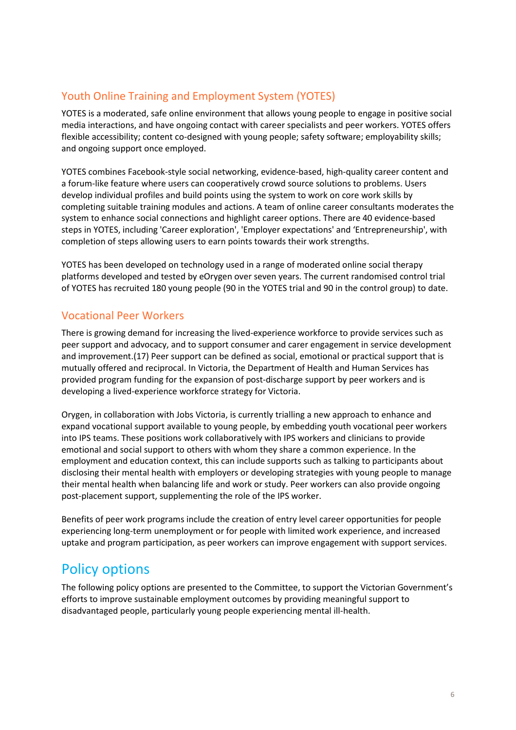### Youth Online Training and Employment System (YOTES)

YOTES is a moderated, safe online environment that allows young people to engage in positive social media interactions, and have ongoing contact with career specialists and peer workers. YOTES offers flexible accessibility; content co-designed with young people; safety software; employability skills; and ongoing support once employed.

YOTES combines Facebook-style social networking, evidence-based, high-quality career content and a forum-like feature where users can cooperatively crowd source solutions to problems. Users develop individual profiles and build points using the system to work on core work skills by completing suitable training modules and actions. A team of online career consultants moderates the system to enhance social connections and highlight career options. There are 40 evidence-based steps in YOTES, including 'Career exploration', 'Employer expectations' and 'Entrepreneurship', with completion of steps allowing users to earn points towards their work strengths.

YOTES has been developed on technology used in a range of moderated online social therapy platforms developed and tested by eOrygen over seven years. The current randomised control trial of YOTES has recruited 180 young people (90 in the YOTES trial and 90 in the control group) to date.

### Vocational Peer Workers

There is growing demand for increasing the lived-experience workforce to provide services such as peer support and advocacy, and to support consumer and carer engagement in service development and improvement.(17) Peer support can be defined as social, emotional or practical support that is mutually offered and reciprocal. In Victoria, the Department of Health and Human Services has provided program funding for the expansion of post-discharge support by peer workers and is developing a lived-experience workforce strategy for Victoria.

Orygen, in collaboration with Jobs Victoria, is currently trialling a new approach to enhance and expand vocational support available to young people, by embedding youth vocational peer workers into IPS teams. These positions work collaboratively with IPS workers and clinicians to provide emotional and social support to others with whom they share a common experience. In the employment and education context, this can include supports such as talking to participants about disclosing their mental health with employers or developing strategies with young people to manage their mental health when balancing life and work or study. Peer workers can also provide ongoing post-placement support, supplementing the role of the IPS worker.

Benefits of peer work programs include the creation of entry level career opportunities for people experiencing long-term unemployment or for people with limited work experience, and increased uptake and program participation, as peer workers can improve engagement with support services.

## Policy options

The following policy options are presented to the Committee, to support the Victorian Government's efforts to improve sustainable employment outcomes by providing meaningful support to disadvantaged people, particularly young people experiencing mental ill-health.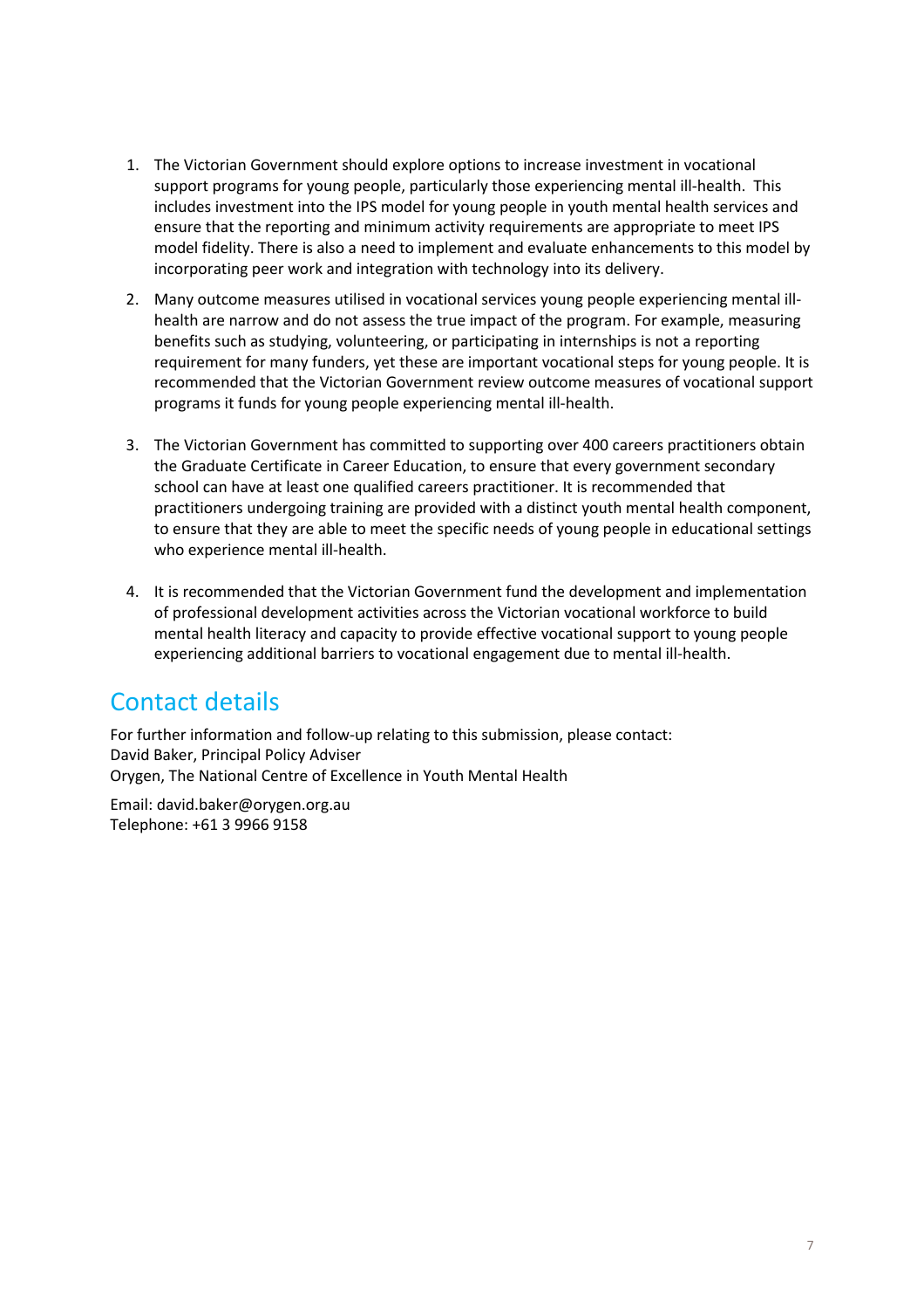1. The Victorian Government should explore options to increase investment in vocational support programs for young people, particularly those experiencing mental ill-health. This includes investment into the IPS model for young people in youth mental health services and ensure that the reporting and minimum activity requirements are appropriate to meet IPS model fidelity. There is also a need to implement and evaluate enhancements to this model by incorporating peer work and integration with technology into its delivery.
2. Many outcome measures utilised in vocational services young people experiencing mental ill-health are narrow and do not assess the true impact of the program. For example, measuring benefits such as studying, volunteering, or participating in internships is not a reporting requirement for many funders, yet these are important vocational steps for young people. It is recommended that the Victorian Government review outcome measures of vocational support programs it funds for young people experiencing mental ill-health.
3. The Victorian Government has committed to supporting over 400 careers practitioners obtain the Graduate Certificate in Career Education, to ensure that every government secondary school can have at least one qualified careers practitioner. It is recommended that practitioners undergoing training are provided with a distinct youth mental health component, to ensure that they are able to meet the specific needs of young people in educational settings who experience mental ill-health.
4. It is recommended that the Victorian Government fund the development and implementation of professional development activities across the Victorian vocational workforce to build mental health literacy and capacity to provide effective vocational support to young people experiencing additional barriers to vocational engagement due to mental ill-health.

## Contact details

For further information and follow-up relating to this submission, please contact:
David Baker, Principal Policy Adviser
Orygen, The National Centre of Excellence in Youth Mental Health

Email: david.baker@orygen.org.au
Telephone: +61 3 9966 9158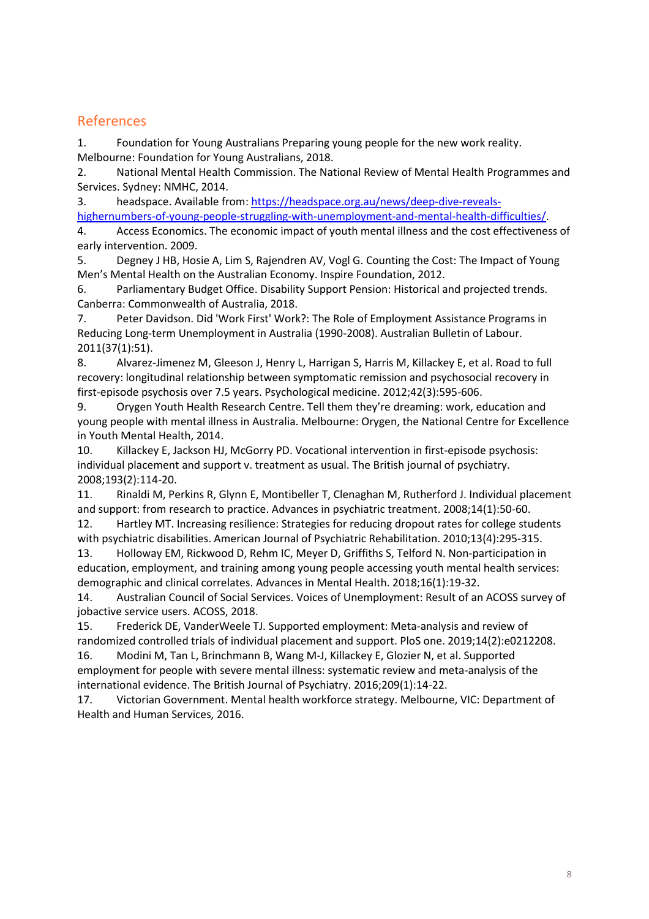## References

1. Foundation for Young Australians Preparing young people for the new work reality. Melbourne: Foundation for Young Australians, 2018.
2. National Mental Health Commission. The National Review of Mental Health Programmes and Services. Sydney: NMHC, 2014.
3. headspace. Available from: [https://headspace.org.au/news/deep-dive-reveals-highernumbers-of-young-people-struggling-with-unemployment-and-mental-health-difficulties/](https://headspace.org.au/news/deep-dive-reveals-highernumbers-of-young-people-struggling-with-unemployment-and-mental-health-difficulties/).
4. Access Economics. The economic impact of youth mental illness and the cost effectiveness of early intervention. 2009.
5. Degney J HB, Hosie A, Lim S, Rajendren AV, Vogl G. Counting the Cost: The Impact of Young Men's Mental Health on the Australian Economy. Inspire Foundation, 2012.
6. Parliamentary Budget Office. Disability Support Pension: Historical and projected trends. Canberra: Commonwealth of Australia, 2018.
7. Peter Davidson. Did 'Work First' Work?: The Role of Employment Assistance Programs in Reducing Long-term Unemployment in Australia (1990-2008). Australian Bulletin of Labour. 2011(37(1):51).
8. Alvarez-Jimenez M, Gleeson J, Henry L, Harrigan S, Harris M, Killackey E, et al. Road to full recovery: longitudinal relationship between symptomatic remission and psychosocial recovery in first-episode psychosis over 7.5 years. Psychological medicine. 2012;42(3):595-606.
9. Orygen Youth Health Research Centre. Tell them they're dreaming: work, education and young people with mental illness in Australia. Melbourne: Orygen, the National Centre for Excellence in Youth Mental Health, 2014.
10. Killackey E, Jackson HJ, McGorry PD. Vocational intervention in first-episode psychosis: individual placement and support v. treatment as usual. The British journal of psychiatry. 2008;193(2):114-20.
11. Rinaldi M, Perkins R, Glynn E, Montibeller T, Clenaghan M, Rutherford J. Individual placement and support: from research to practice. Advances in psychiatric treatment. 2008;14(1):50-60.
12. Hartley MT. Increasing resilience: Strategies for reducing dropout rates for college students with psychiatric disabilities. American Journal of Psychiatric Rehabilitation. 2010;13(4):295-315.
13. Holloway EM, Rickwood D, Rehm IC, Meyer D, Griffiths S, Telford N. Non-participation in education, employment, and training among young people accessing youth mental health services: demographic and clinical correlates. Advances in Mental Health. 2018;16(1):19-32.
14. Australian Council of Social Services. Voices of Unemployment: Result of an ACOSS survey of jobactive service users. ACOSS, 2018.
15. Frederick DE, VanderWeele TJ. Supported employment: Meta-analysis and review of randomized controlled trials of individual placement and support. PloS one. 2019;14(2):e0212208.
16. Modini M, Tan L, Brinchmann B, Wang M-J, Killackey E, Glozier N, et al. Supported employment for people with severe mental illness: systematic review and meta-analysis of the international evidence. The British Journal of Psychiatry. 2016;209(1):14-22.
17. Victorian Government. Mental health workforce strategy. Melbourne, VIC: Department of Health and Human Services, 2016.